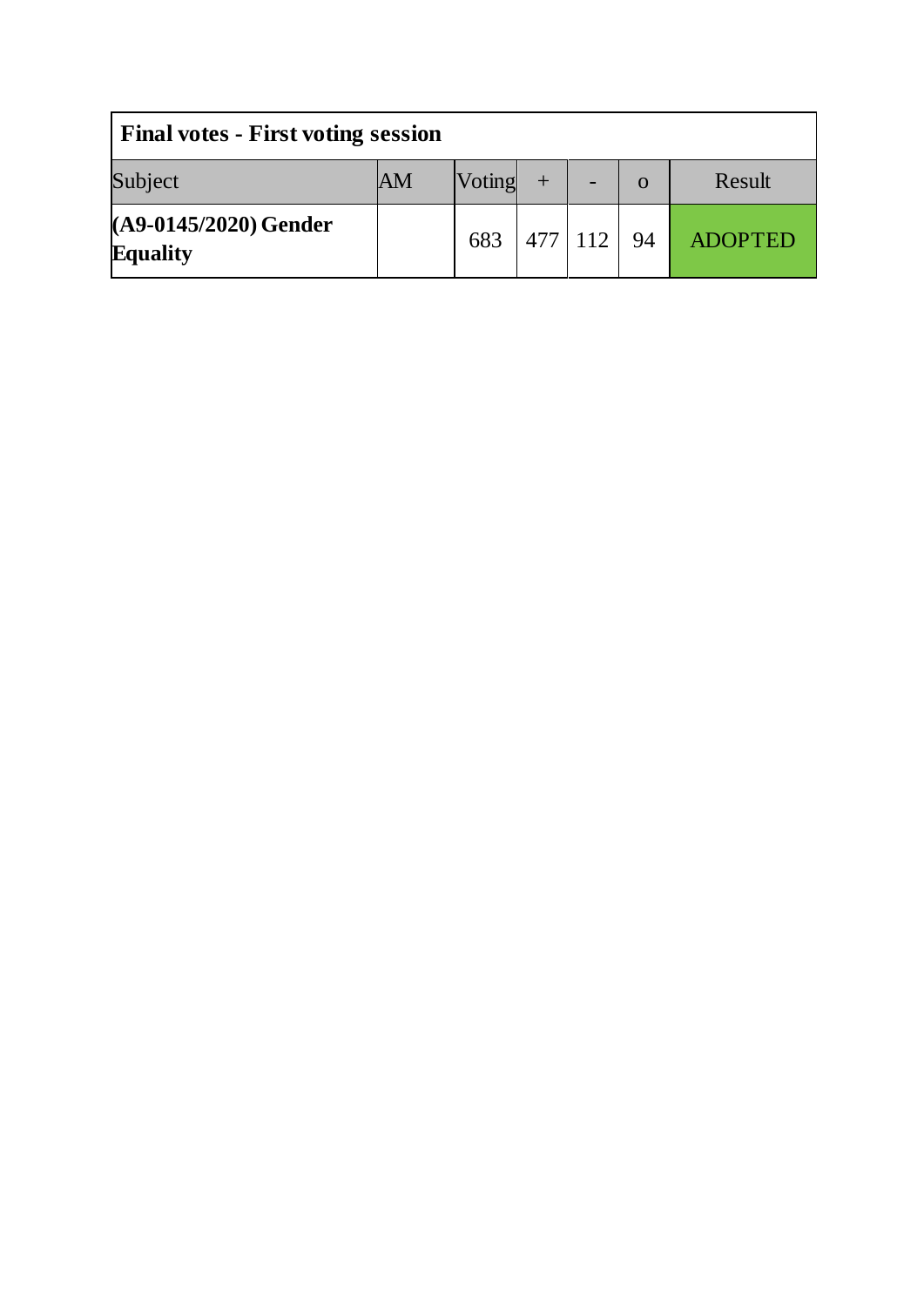| **Final votes - First voting session** | | | | | | |
|---|---|---|---|---|---|---|
| Subject | AM | Voting | + | - | o | Result |
| **(A9-0145/2020) Gender Equality** | | 683 | 477 | 112 | 94 | ADOPTED |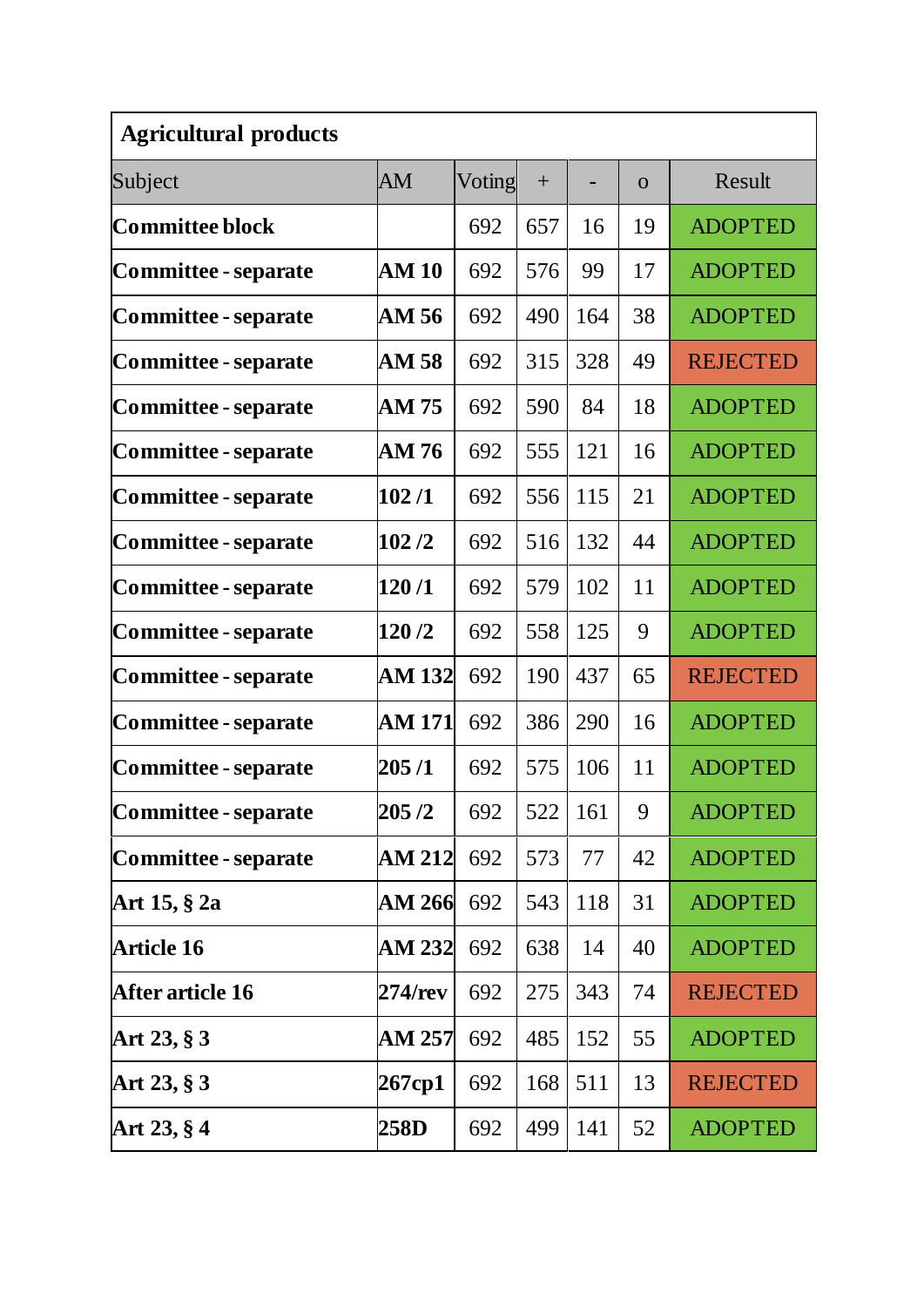| Agricultural products | | | | | | |
|---|---|---|---|---|---|---|
| Subject | AM | Voting | + | - | o | Result |
| **Committee block** | | 692 | 657 | 16 | 19 | ADOPTED |
| **Committee - separate** | **AM 10** | 692 | 576 | 99 | 17 | ADOPTED |
| **Committee - separate** | **AM 56** | 692 | 490 | 164 | 38 | ADOPTED |
| **Committee - separate** | **AM 58** | 692 | 315 | 328 | 49 | REJECTED |
| **Committee - separate** | **AM 75** | 692 | 590 | 84 | 18 | ADOPTED |
| **Committee - separate** | **AM 76** | 692 | 555 | 121 | 16 | ADOPTED |
| **Committee - separate** | **102 /1** | 692 | 556 | 115 | 21 | ADOPTED |
| **Committee - separate** | **102 /2** | 692 | 516 | 132 | 44 | ADOPTED |
| **Committee - separate** | **120 /1** | 692 | 579 | 102 | 11 | ADOPTED |
| **Committee - separate** | **120 /2** | 692 | 558 | 125 | 9 | ADOPTED |
| **Committee - separate** | **AM 132** | 692 | 190 | 437 | 65 | REJECTED |
| **Committee - separate** | **AM 171** | 692 | 386 | 290 | 16 | ADOPTED |
| **Committee - separate** | **205 /1** | 692 | 575 | 106 | 11 | ADOPTED |
| **Committee - separate** | **205 /2** | 692 | 522 | 161 | 9 | ADOPTED |
| **Committee - separate** | **AM 212** | 692 | 573 | 77 | 42 | ADOPTED |
| **Art 15, § 2a** | **AM 266** | 692 | 543 | 118 | 31 | ADOPTED |
| **Article 16** | **AM 232** | 692 | 638 | 14 | 40 | ADOPTED |
| **After article 16** | **274/rev** | 692 | 275 | 343 | 74 | REJECTED |
| **Art 23, § 3** | **AM 257** | 692 | 485 | 152 | 55 | ADOPTED |
| **Art 23, § 3** | **267cp1** | 692 | 168 | 511 | 13 | REJECTED |
| **Art 23, § 4** | **258D** | 692 | 499 | 141 | 52 | ADOPTED |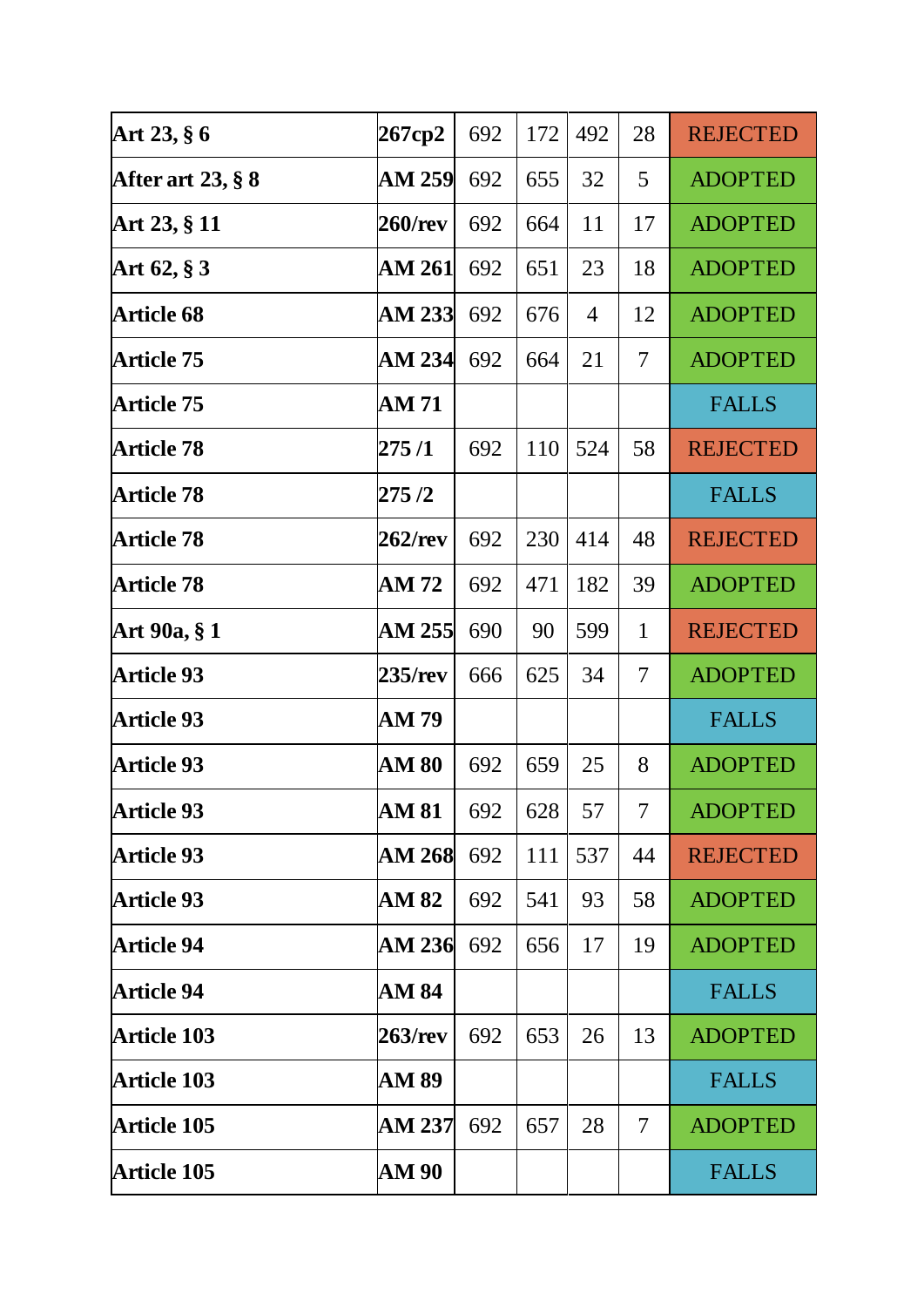| | | | | | | |
|---|---|---|---|---|---|---|
| **Art 23, § 6** | **267cp2** | 692 | 172 | 492 | 28 | REJECTED |
| **After art 23, § 8** | **AM 259** | 692 | 655 | 32 | 5 | ADOPTED |
| **Art 23, § 11** | **260/rev** | 692 | 664 | 11 | 17 | ADOPTED |
| **Art 62, § 3** | **AM 261** | 692 | 651 | 23 | 18 | ADOPTED |
| **Article 68** | **AM 233** | 692 | 676 | 4 | 12 | ADOPTED |
| **Article 75** | **AM 234** | 692 | 664 | 21 | 7 | ADOPTED |
| **Article 75** | **AM 71** | | | | | FALLS |
| **Article 78** | **275 /1** | 692 | 110 | 524 | 58 | REJECTED |
| **Article 78** | **275 /2** | | | | | FALLS |
| **Article 78** | **262/rev** | 692 | 230 | 414 | 48 | REJECTED |
| **Article 78** | **AM 72** | 692 | 471 | 182 | 39 | ADOPTED |
| **Art 90a, § 1** | **AM 255** | 690 | 90 | 599 | 1 | REJECTED |
| **Article 93** | **235/rev** | 666 | 625 | 34 | 7 | ADOPTED |
| **Article 93** | **AM 79** | | | | | FALLS |
| **Article 93** | **AM 80** | 692 | 659 | 25 | 8 | ADOPTED |
| **Article 93** | **AM 81** | 692 | 628 | 57 | 7 | ADOPTED |
| **Article 93** | **AM 268** | 692 | 111 | 537 | 44 | REJECTED |
| **Article 93** | **AM 82** | 692 | 541 | 93 | 58 | ADOPTED |
| **Article 94** | **AM 236** | 692 | 656 | 17 | 19 | ADOPTED |
| **Article 94** | **AM 84** | | | | | FALLS |
| **Article 103** | **263/rev** | 692 | 653 | 26 | 13 | ADOPTED |
| **Article 103** | **AM 89** | | | | | FALLS |
| **Article 105** | **AM 237** | 692 | 657 | 28 | 7 | ADOPTED |
| **Article 105** | **AM 90** | | | | | FALLS |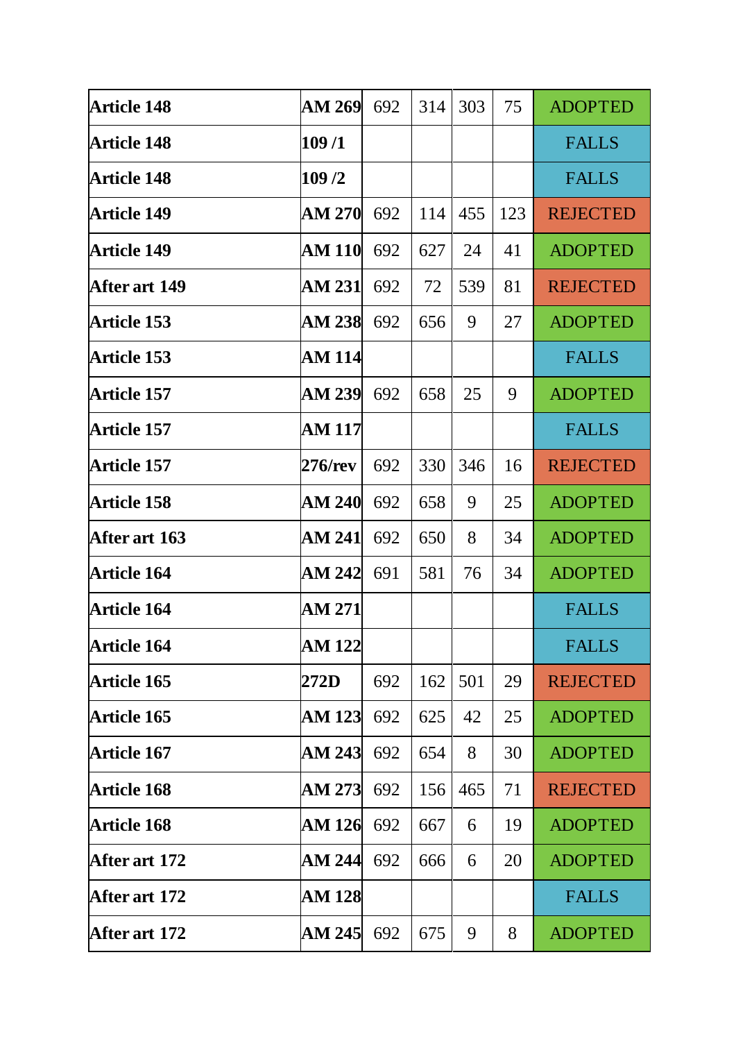| Article 148 | AM 269 | 692 | 314 | 303 | 75 | ADOPTED |
|---|---|---|---|---|---|---|
| Article 148 | 109 /1 | | | | | FALLS |
| Article 148 | 109 /2 | | | | | FALLS |
| Article 149 | AM 270 | 692 | 114 | 455 | 123 | REJECTED |
| Article 149 | AM 110 | 692 | 627 | 24 | 41 | ADOPTED |
| After art 149 | AM 231 | 692 | 72 | 539 | 81 | REJECTED |
| Article 153 | AM 238 | 692 | 656 | 9 | 27 | ADOPTED |
| Article 153 | AM 114 | | | | | FALLS |
| Article 157 | AM 239 | 692 | 658 | 25 | 9 | ADOPTED |
| Article 157 | AM 117 | | | | | FALLS |
| Article 157 | 276/rev | 692 | 330 | 346 | 16 | REJECTED |
| Article 158 | AM 240 | 692 | 658 | 9 | 25 | ADOPTED |
| After art 163 | AM 241 | 692 | 650 | 8 | 34 | ADOPTED |
| Article 164 | AM 242 | 691 | 581 | 76 | 34 | ADOPTED |
| Article 164 | AM 271 | | | | | FALLS |
| Article 164 | AM 122 | | | | | FALLS |
| Article 165 | 272D | 692 | 162 | 501 | 29 | REJECTED |
| Article 165 | AM 123 | 692 | 625 | 42 | 25 | ADOPTED |
| Article 167 | AM 243 | 692 | 654 | 8 | 30 | ADOPTED |
| Article 168 | AM 273 | 692 | 156 | 465 | 71 | REJECTED |
| Article 168 | AM 126 | 692 | 667 | 6 | 19 | ADOPTED |
| After art 172 | AM 244 | 692 | 666 | 6 | 20 | ADOPTED |
| After art 172 | AM 128 | | | | | FALLS |
| After art 172 | AM 245 | 692 | 675 | 9 | 8 | ADOPTED |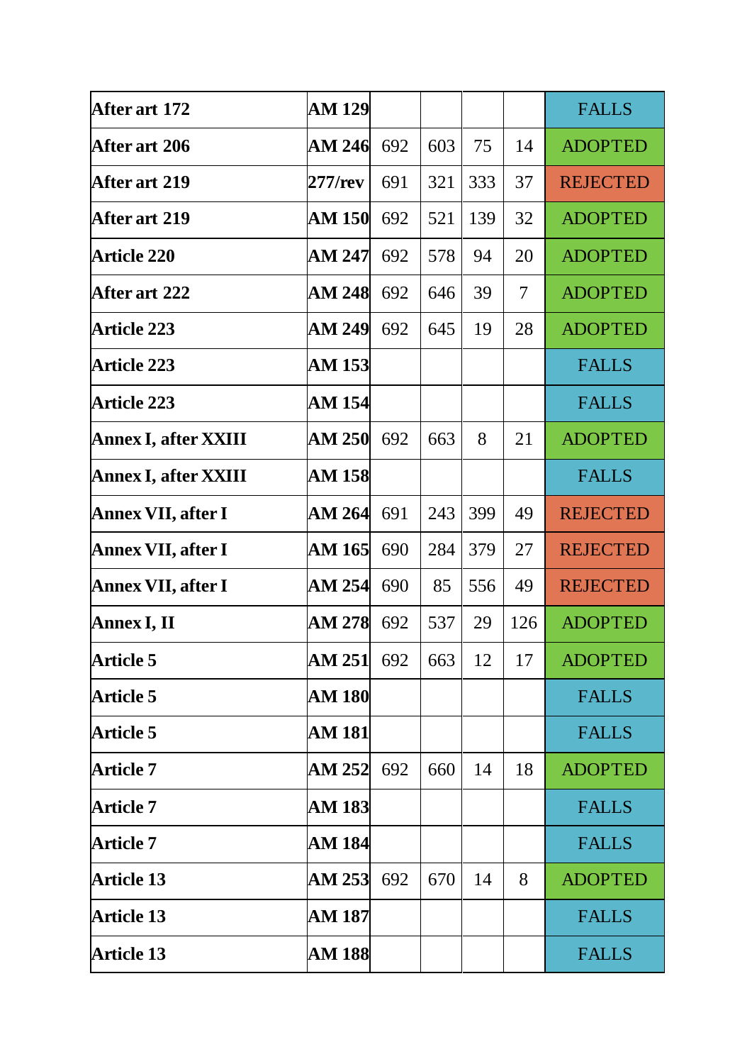| | | | | | | |
|---|---|---|---|---|---|---|
| **After art 172** | **AM 129** | | | | | FALLS |
| **After art 206** | **AM 246** | 692 | 603 | 75 | 14 | ADOPTED |
| **After art 219** | **277/rev** | 691 | 321 | 333 | 37 | REJECTED |
| **After art 219** | **AM 150** | 692 | 521 | 139 | 32 | ADOPTED |
| **Article 220** | **AM 247** | 692 | 578 | 94 | 20 | ADOPTED |
| **After art 222** | **AM 248** | 692 | 646 | 39 | 7 | ADOPTED |
| **Article 223** | **AM 249** | 692 | 645 | 19 | 28 | ADOPTED |
| **Article 223** | **AM 153** | | | | | FALLS |
| **Article 223** | **AM 154** | | | | | FALLS |
| **Annex I, after XXIII** | **AM 250** | 692 | 663 | 8 | 21 | ADOPTED |
| **Annex I, after XXIII** | **AM 158** | | | | | FALLS |
| **Annex VII, after I** | **AM 264** | 691 | 243 | 399 | 49 | REJECTED |
| **Annex VII, after I** | **AM 165** | 690 | 284 | 379 | 27 | REJECTED |
| **Annex VII, after I** | **AM 254** | 690 | 85 | 556 | 49 | REJECTED |
| **Annex I, II** | **AM 278** | 692 | 537 | 29 | 126 | ADOPTED |
| **Article 5** | **AM 251** | 692 | 663 | 12 | 17 | ADOPTED |
| **Article 5** | **AM 180** | | | | | FALLS |
| **Article 5** | **AM 181** | | | | | FALLS |
| **Article 7** | **AM 252** | 692 | 660 | 14 | 18 | ADOPTED |
| **Article 7** | **AM 183** | | | | | FALLS |
| **Article 7** | **AM 184** | | | | | FALLS |
| **Article 13** | **AM 253** | 692 | 670 | 14 | 8 | ADOPTED |
| **Article 13** | **AM 187** | | | | | FALLS |
| **Article 13** | **AM 188** | | | | | FALLS |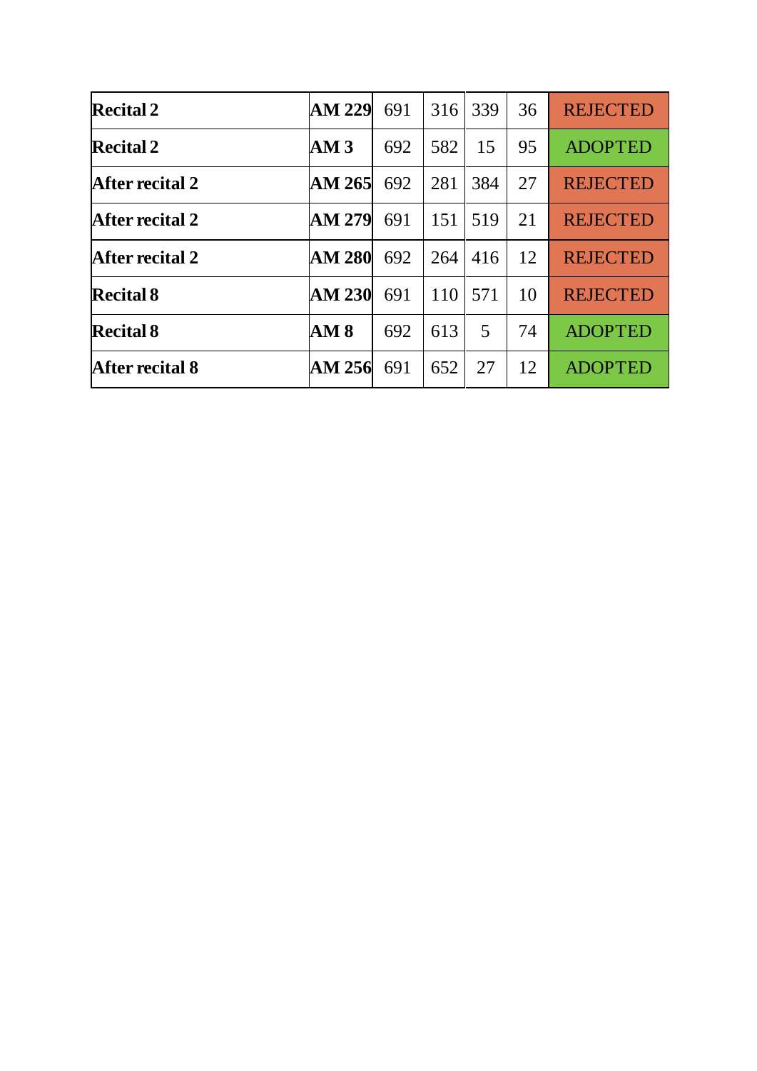| | | | | | | |
|---|---|---|---|---|---|---|
| **Recital 2** | **AM 229** | 691 | 316 | 339 | 36 | REJECTED |
| **Recital 2** | **AM 3** | 692 | 582 | 15 | 95 | ADOPTED |
| **After recital 2** | **AM 265** | 692 | 281 | 384 | 27 | REJECTED |
| **After recital 2** | **AM 279** | 691 | 151 | 519 | 21 | REJECTED |
| **After recital 2** | **AM 280** | 692 | 264 | 416 | 12 | REJECTED |
| **Recital 8** | **AM 230** | 691 | 110 | 571 | 10 | REJECTED |
| **Recital 8** | **AM 8** | 692 | 613 | 5 | 74 | ADOPTED |
| **After recital 8** | **AM 256** | 691 | 652 | 27 | 12 | ADOPTED |